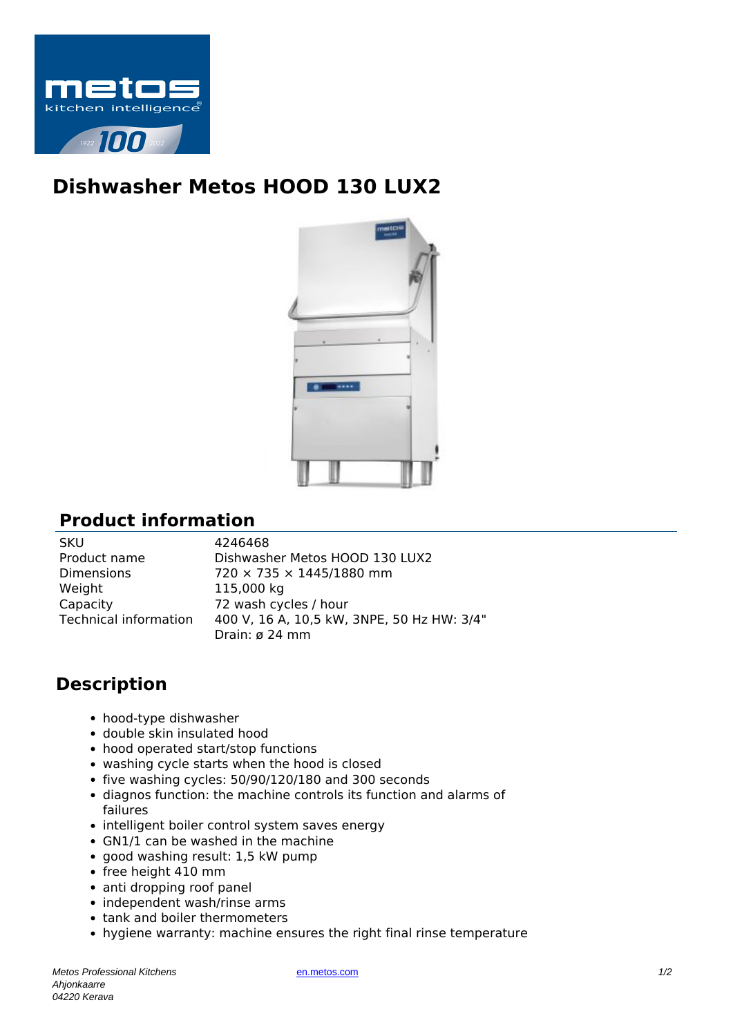# Dishwasher Metos HOOD 130 LUX2

## Product information

| | |
|---|---|
| SKU | 4246468 |
| Product name | Dishwasher Metos HOOD 130 LUX2 |
| Dimensions | 720 × 735 × 1445/1880 mm |
| Weight | 115,000 kg |
| Capacity | 72 wash cycles / hour |
| Technical information | 400 V, 16 A, 10,5 kW, 3NPE, 50 Hz HW: 3/4" Drain: ø 24 mm |

## Description

- hood-type dishwasher
- double skin insulated hood
- hood operated start/stop functions
- washing cycle starts when the hood is closed
- five washing cycles: 50/90/120/180 and 300 seconds
- diagnos function: the machine controls its function and alarms of failures
- intelligent boiler control system saves energy
- GN1/1 can be washed in the machine
- good washing result: 1,5 kW pump
- free height 410 mm
- anti dropping roof panel
- independent wash/rinse arms
- tank and boiler thermometers
- hygiene warranty: machine ensures the right final rinse temperature

*Metos Professional Kitchens*
*Ahjonkaarre*
*04220 Kerava*

en.metos.com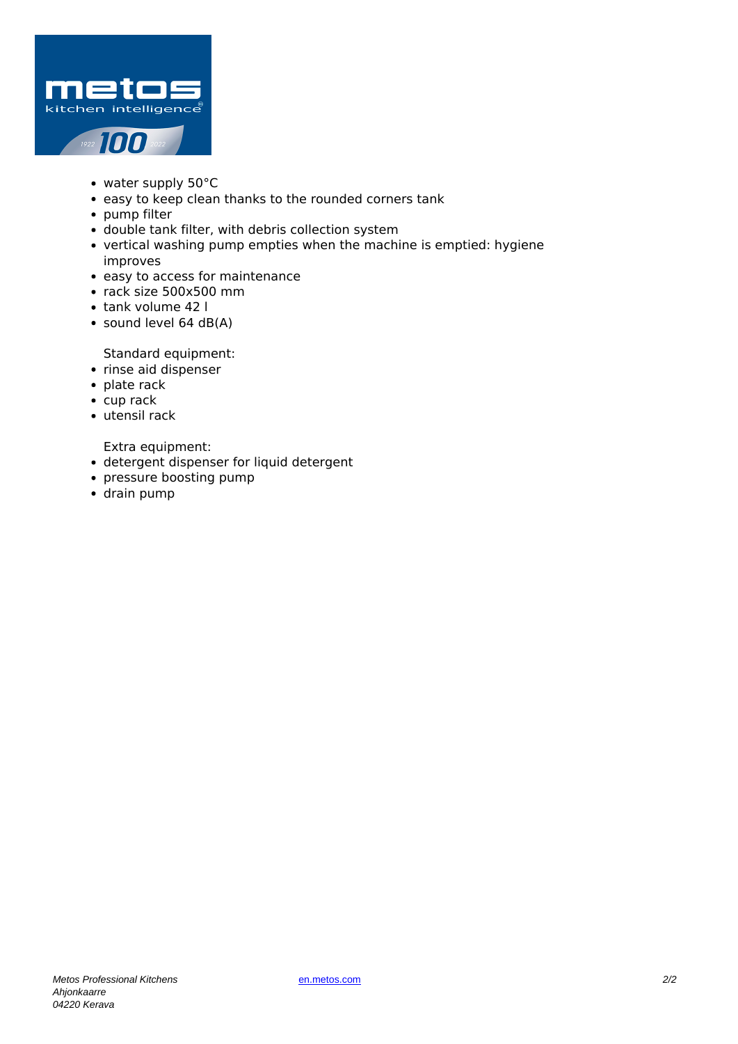- water supply 50°C
- easy to keep clean thanks to the rounded corners tank
- pump filter
- double tank filter, with debris collection system
- vertical washing pump empties when the machine is emptied: hygiene improves
- easy to access for maintenance
- rack size 500x500 mm
- tank volume 42 l
- sound level 64 dB(A)

Standard equipment:

- rinse aid dispenser
- plate rack
- cup rack
- utensil rack

Extra equipment:

- detergent dispenser for liquid detergent
- pressure boosting pump
- drain pump